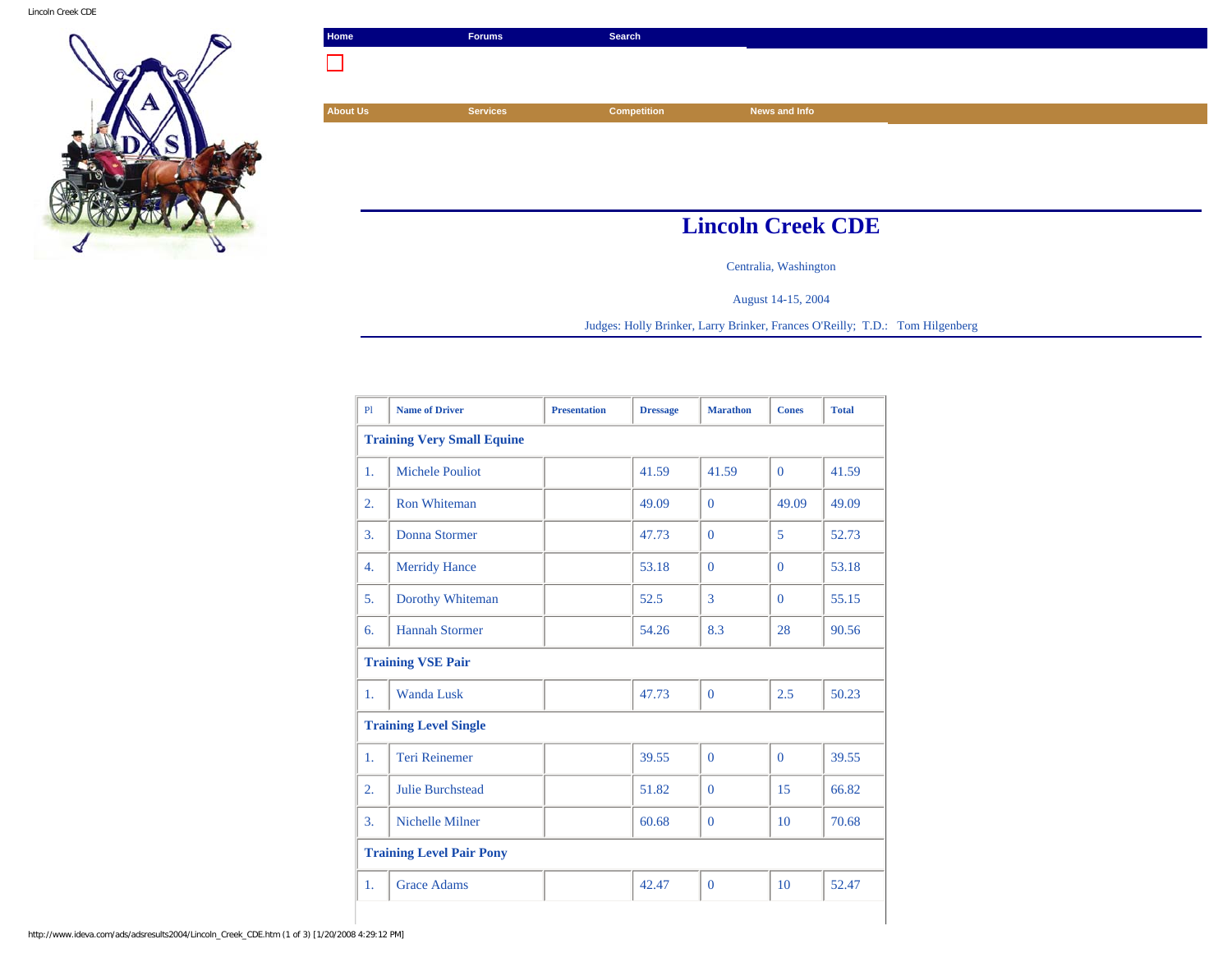Home | Forums | Search

About Us | Services | Competition | News and Info

# Lincoln Creek CDE

Centralia, Washington

August 14-15, 2004

Judges: Holly Brinker, Larry Brinker, Frances O'Reilly; T.D.: Tom Hilgenberg

| Pl | Name of Driver | Presentation | Dressage | Marathon | Cones | Total |
|---|---|---|---|---|---|---|
| **Training Very Small Equine** | | | | | | |
| 1. | Michele Pouliot | | 41.59 | 41.59 | 0 | 41.59 |
| 2. | Ron Whiteman | | 49.09 | 0 | 49.09 | 49.09 |
| 3. | Donna Stormer | | 47.73 | 0 | 5 | 52.73 |
| 4. | Merridy Hance | | 53.18 | 0 | 0 | 53.18 |
| 5. | Dorothy Whiteman | | 52.5 | 3 | 0 | 55.15 |
| 6. | Hannah Stormer | | 54.26 | 8.3 | 28 | 90.56 |
| **Training VSE Pair** | | | | | | |
| 1. | Wanda Lusk | | 47.73 | 0 | 2.5 | 50.23 |
| **Training Level Single** | | | | | | |
| 1. | Teri Reinemer | | 39.55 | 0 | 0 | 39.55 |
| 2. | Julie Burchstead | | 51.82 | 0 | 15 | 66.82 |
| 3. | Nichelle Milner | | 60.68 | 0 | 10 | 70.68 |
| **Training Level Pair Pony** | | | | | | |
| 1. | Grace Adams | | 42.47 | 0 | 10 | 52.47 |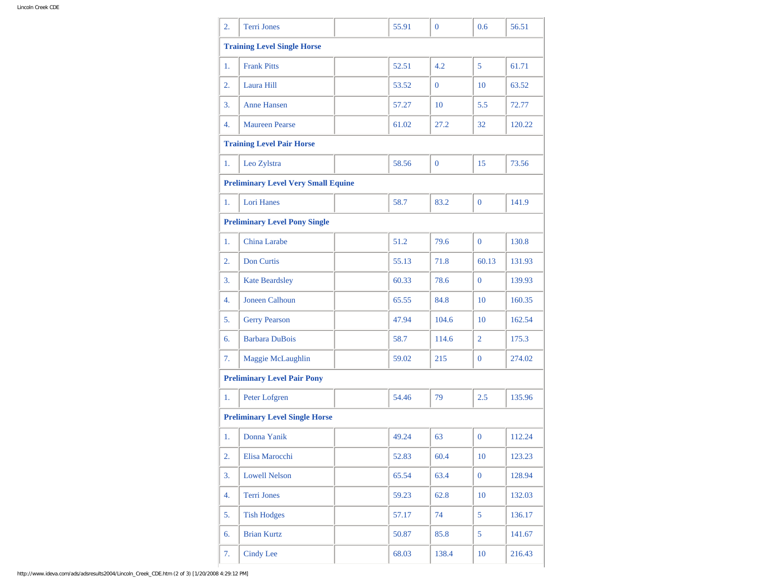| | | | | | | |
|---|---|---|---|---|---|---|
| 2. | Terri Jones | | 55.91 | 0 | 0.6 | 56.51 |
| **Training Level Single Horse** | | | | | | |
| 1. | Frank Pitts | | 52.51 | 4.2 | 5 | 61.71 |
| 2. | Laura Hill | | 53.52 | 0 | 10 | 63.52 |
| 3. | Anne Hansen | | 57.27 | 10 | 5.5 | 72.77 |
| 4. | Maureen Pearse | | 61.02 | 27.2 | 32 | 120.22 |
| **Training Level Pair Horse** | | | | | | |
| 1. | Leo Zylstra | | 58.56 | 0 | 15 | 73.56 |
| **Preliminary Level Very Small Equine** | | | | | | |
| 1. | Lori Hanes | | 58.7 | 83.2 | 0 | 141.9 |
| **Preliminary Level Pony Single** | | | | | | |
| 1. | China Larabe | | 51.2 | 79.6 | 0 | 130.8 |
| 2. | Don Curtis | | 55.13 | 71.8 | 60.13 | 131.93 |
| 3. | Kate Beardsley | | 60.33 | 78.6 | 0 | 139.93 |
| 4. | Joneen Calhoun | | 65.55 | 84.8 | 10 | 160.35 |
| 5. | Gerry Pearson | | 47.94 | 104.6 | 10 | 162.54 |
| 6. | Barbara DuBois | | 58.7 | 114.6 | 2 | 175.3 |
| 7. | Maggie McLaughlin | | 59.02 | 215 | 0 | 274.02 |
| **Preliminary Level Pair Pony** | | | | | | |
| 1. | Peter Lofgren | | 54.46 | 79 | 2.5 | 135.96 |
| **Preliminary Level Single Horse** | | | | | | |
| 1. | Donna Yanik | | 49.24 | 63 | 0 | 112.24 |
| 2. | Elisa Marocchi | | 52.83 | 60.4 | 10 | 123.23 |
| 3. | Lowell Nelson | | 65.54 | 63.4 | 0 | 128.94 |
| 4. | Terri Jones | | 59.23 | 62.8 | 10 | 132.03 |
| 5. | Tish Hodges | | 57.17 | 74 | 5 | 136.17 |
| 6. | Brian Kurtz | | 50.87 | 85.8 | 5 | 141.67 |
| 7. | Cindy Lee | | 68.03 | 138.4 | 10 | 216.43 |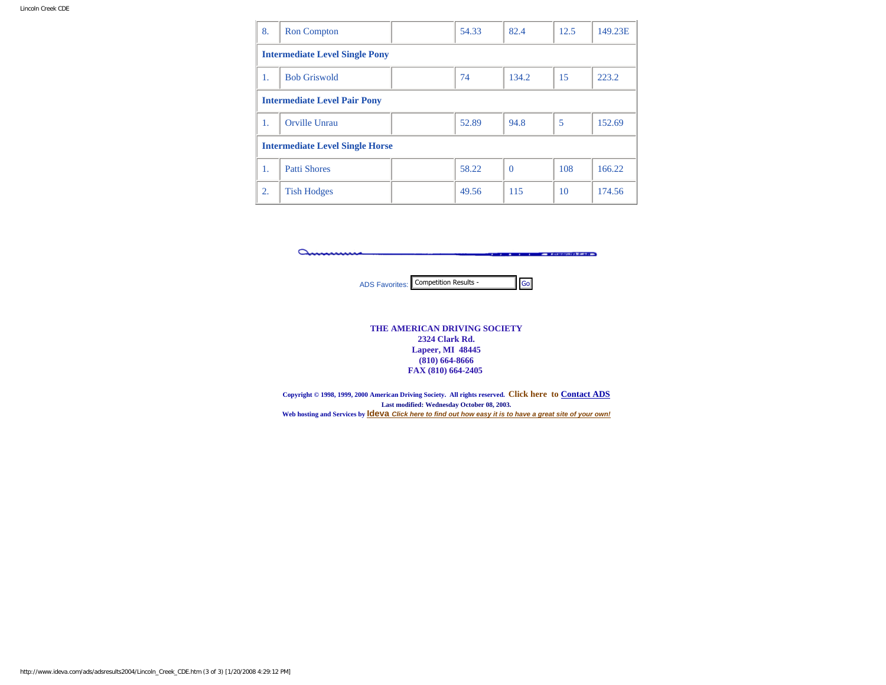| | | | | | | |
|---|---|---|---|---|---|---|
| 8. | Ron Compton | | 54.33 | 82.4 | 12.5 | 149.23E |
| **Intermediate Level Single Pony** | | | | | | |
| 1. | Bob Griswold | | 74 | 134.2 | 15 | 223.2 |
| **Intermediate Level Pair Pony** | | | | | | |
| 1. | Orville Unrau | | 52.89 | 94.8 | 5 | 152.69 |
| **Intermediate Level Single Horse** | | | | | | |
| 1. | Patti Shores | | 58.22 | 0 | 108 | 166.22 |
| 2. | Tish Hodges | | 49.56 | 115 | 10 | 174.56 |

ADS Favorites: Competition Results - Go

**THE AMERICAN DRIVING SOCIETY**
**2324 Clark Rd.**
**Lapeer, MI 48445**
**(810) 664-8666**
**FAX (810) 664-2405**

**Copyright © 1998, 1999, 2000 American Driving Society. All rights reserved. Click here to Contact ADS**
**Last modified: Wednesday October 08, 2003.**
**Web hosting and Services by Ideva** ***Click here to find out how easy it is to have a great site of your own!***